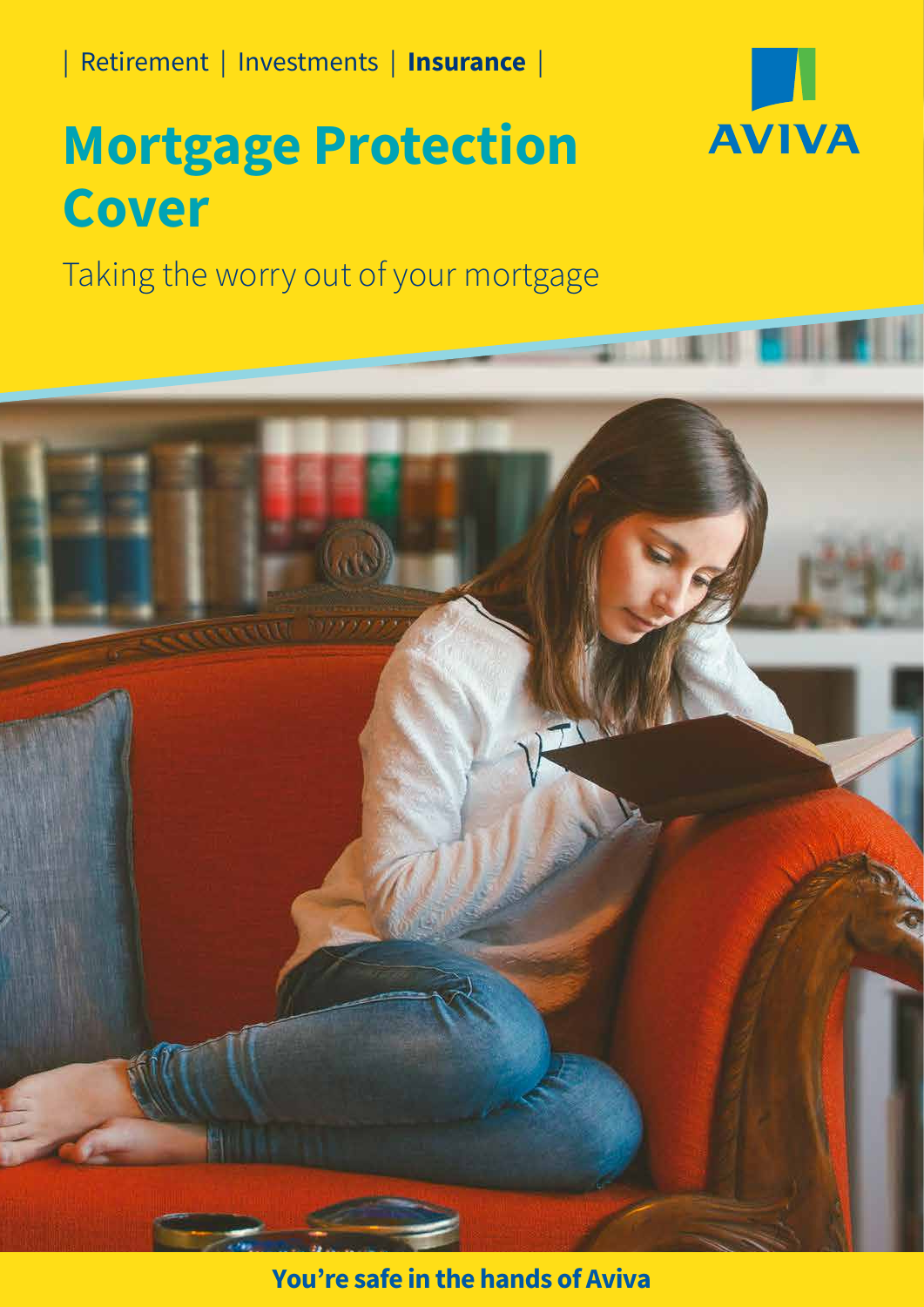| Retirement | Investments | **Insurance** |

AVIVA

# Mortgage Protection Cover

Taking the worry out of your mortgage

**You're safe in the hands of Aviva**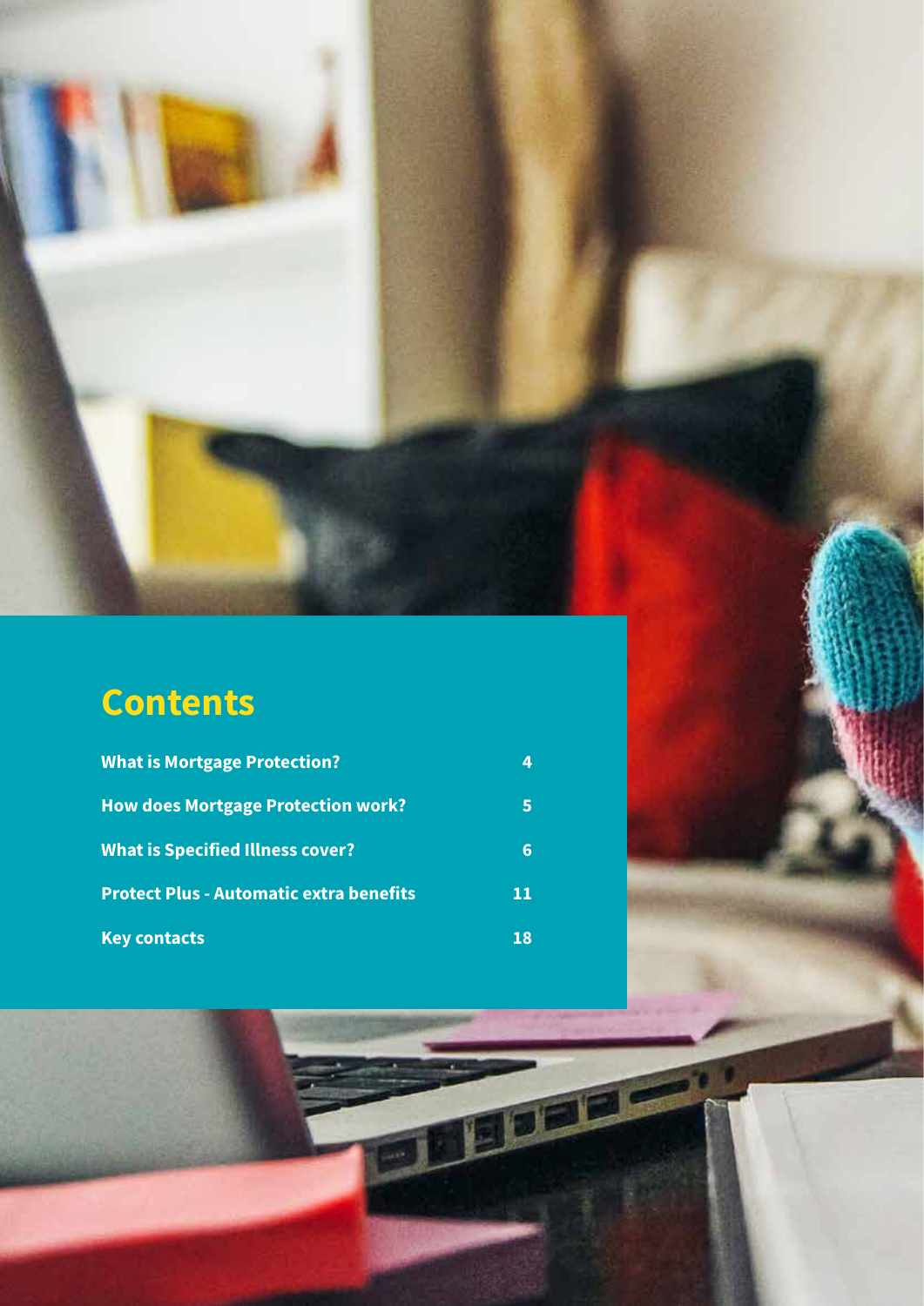# Contents

| | |
|---|---|
| What is Mortgage Protection? | 4 |
| How does Mortgage Protection work? | 5 |
| What is Specified Illness cover? | 6 |
| Protect Plus - Automatic extra benefits | 11 |
| Key contacts | 18 |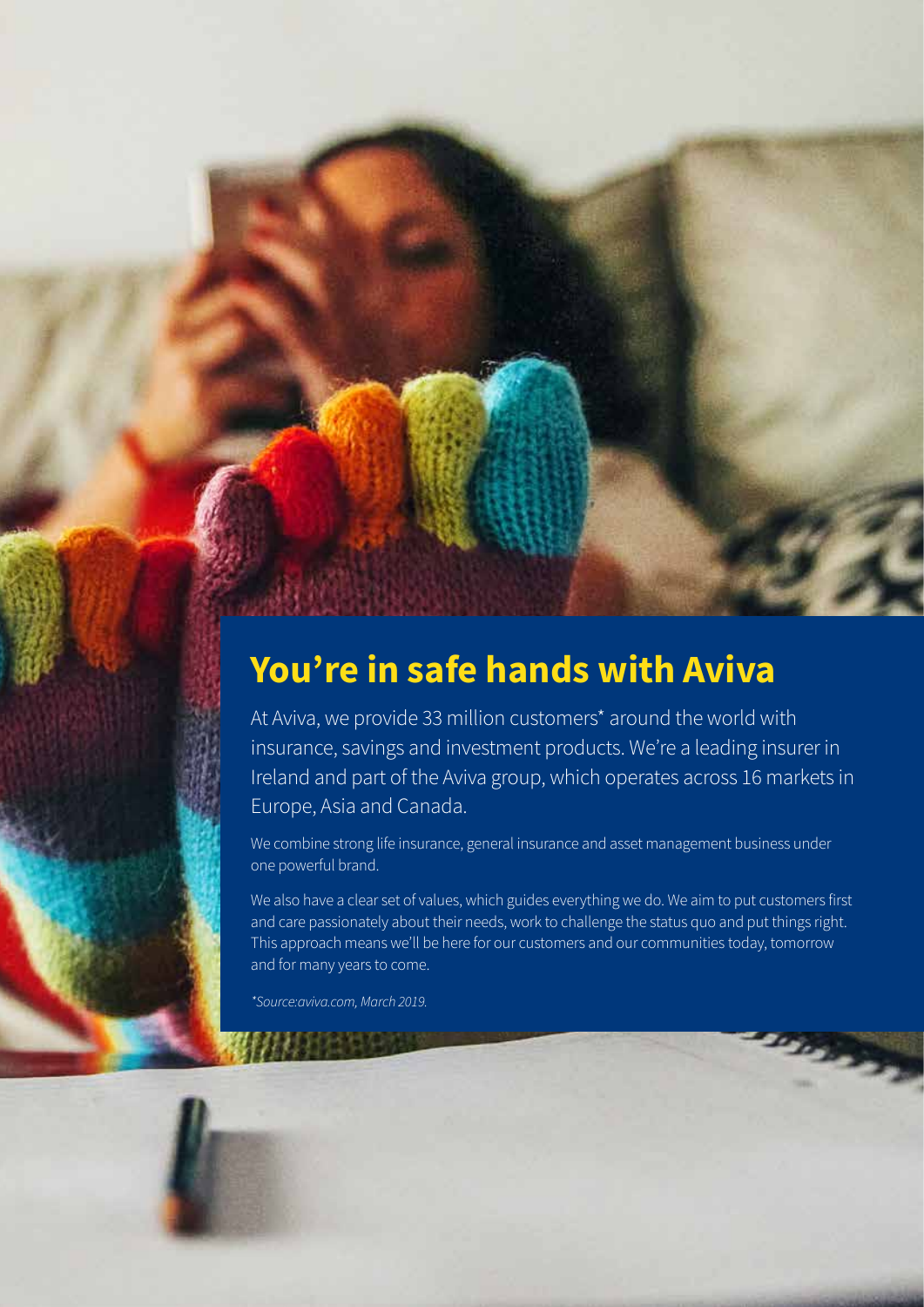# You're in safe hands with Aviva

At Aviva, we provide 33 million customers* around the world with insurance, savings and investment products. We're a leading insurer in Ireland and part of the Aviva group, which operates across 16 markets in Europe, Asia and Canada.

We combine strong life insurance, general insurance and asset management business under one powerful brand.

We also have a clear set of values, which guides everything we do. We aim to put customers first and care passionately about their needs, work to challenge the status quo and put things right. This approach means we'll be here for our customers and our communities today, tomorrow and for many years to come.

*\*Source:aviva.com, March 2019.*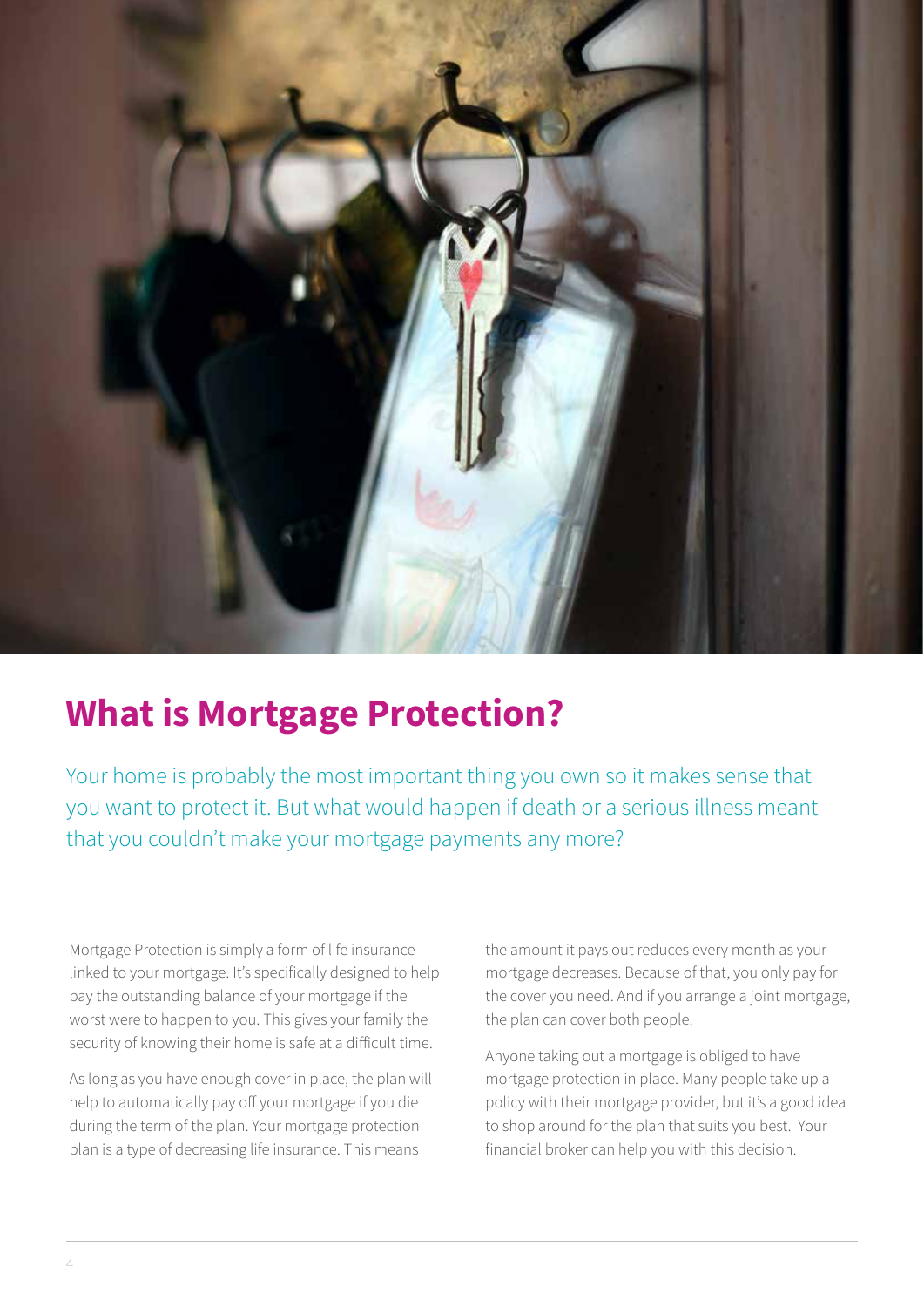# What is Mortgage Protection?

Your home is probably the most important thing you own so it makes sense that you want to protect it. But what would happen if death or a serious illness meant that you couldn't make your mortgage payments any more?

Mortgage Protection is simply a form of life insurance linked to your mortgage. It's specifically designed to help pay the outstanding balance of your mortgage if the worst were to happen to you. This gives your family the security of knowing their home is safe at a difficult time.

As long as you have enough cover in place, the plan will help to automatically pay off your mortgage if you die during the term of the plan. Your mortgage protection plan is a type of decreasing life insurance. This means the amount it pays out reduces every month as your mortgage decreases. Because of that, you only pay for the cover you need. And if you arrange a joint mortgage, the plan can cover both people.

Anyone taking out a mortgage is obliged to have mortgage protection in place. Many people take up a policy with their mortgage provider, but it's a good idea to shop around for the plan that suits you best. Your financial broker can help you with this decision.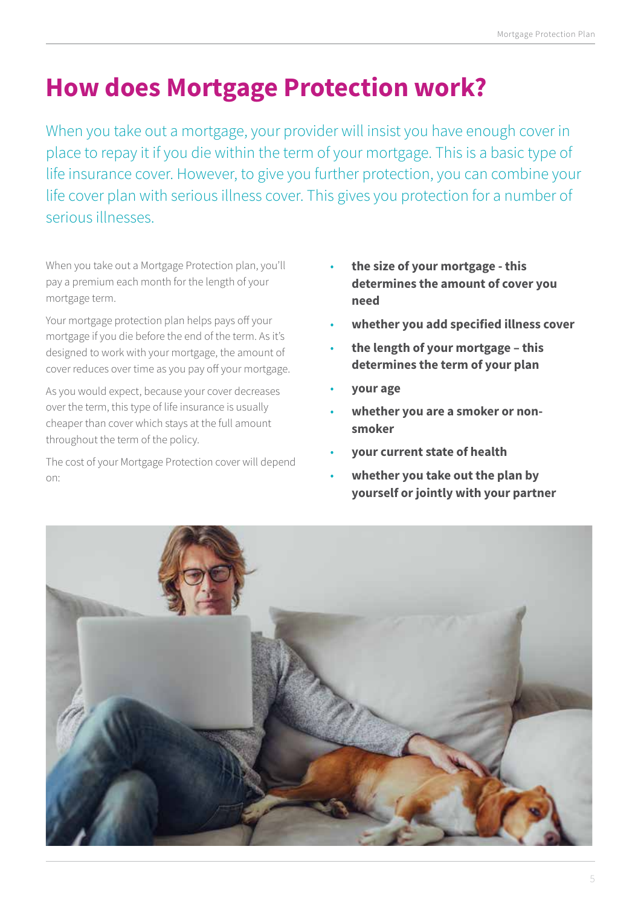# How does Mortgage Protection work?

When you take out a mortgage, your provider will insist you have enough cover in place to repay it if you die within the term of your mortgage. This is a basic type of life insurance cover. However, to give you further protection, you can combine your life cover plan with serious illness cover. This gives you protection for a number of serious illnesses.

When you take out a Mortgage Protection plan, you'll pay a premium each month for the length of your mortgage term.

Your mortgage protection plan helps pays off your mortgage if you die before the end of the term. As it's designed to work with your mortgage, the amount of cover reduces over time as you pay off your mortgage.

As you would expect, because your cover decreases over the term, this type of life insurance is usually cheaper than cover which stays at the full amount throughout the term of the policy.

The cost of your Mortgage Protection cover will depend on:

- **the size of your mortgage - this determines the amount of cover you need**
- **whether you add specified illness cover**
- **the length of your mortgage – this determines the term of your plan**
- **your age**
- **whether you are a smoker or non-smoker**
- **your current state of health**
- **whether you take out the plan by yourself or jointly with your partner**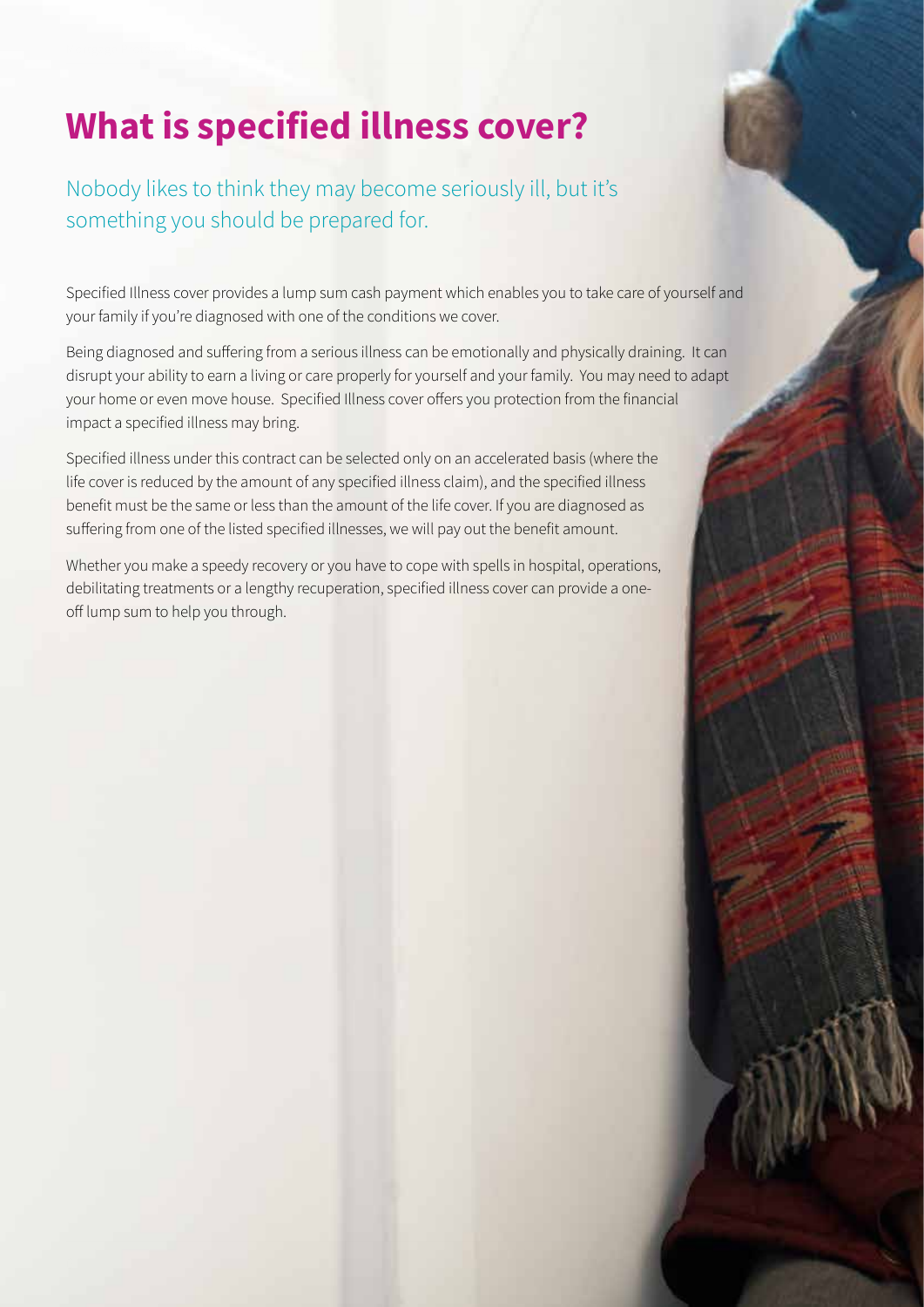# What is specified illness cover?

Nobody likes to think they may become seriously ill, but it's something you should be prepared for.

Specified Illness cover provides a lump sum cash payment which enables you to take care of yourself and your family if you're diagnosed with one of the conditions we cover.

Being diagnosed and suffering from a serious illness can be emotionally and physically draining. It can disrupt your ability to earn a living or care properly for yourself and your family. You may need to adapt your home or even move house. Specified Illness cover offers you protection from the financial impact a specified illness may bring.

Specified illness under this contract can be selected only on an accelerated basis (where the life cover is reduced by the amount of any specified illness claim), and the specified illness benefit must be the same or less than the amount of the life cover. If you are diagnosed as suffering from one of the listed specified illnesses, we will pay out the benefit amount.

Whether you make a speedy recovery or you have to cope with spells in hospital, operations, debilitating treatments or a lengthy recuperation, specified illness cover can provide a one-off lump sum to help you through.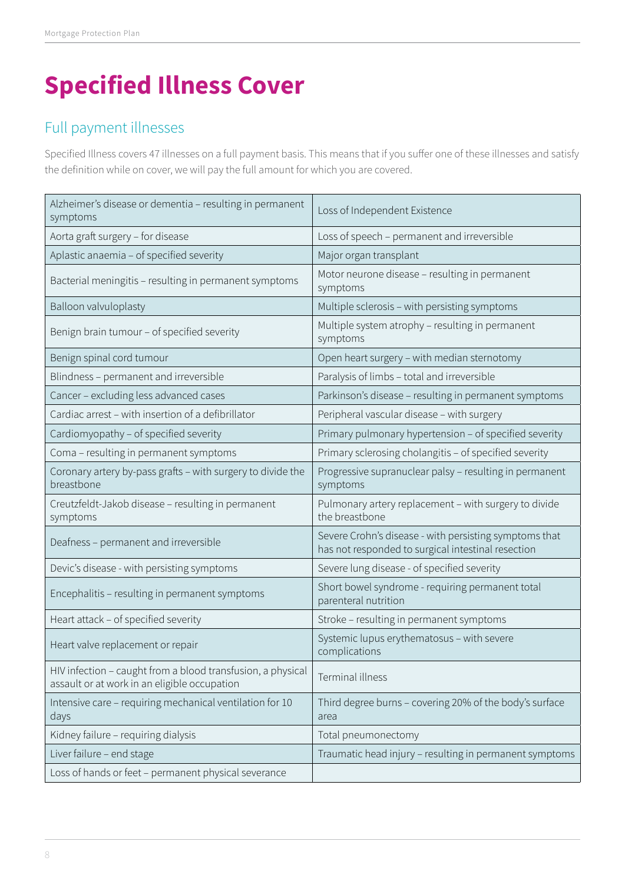# Specified Illness Cover

## Full payment illnesses

Specified Illness covers 47 illnesses on a full payment basis. This means that if you suffer one of these illnesses and satisfy the definition while on cover, we will pay the full amount for which you are covered.

| | |
|---|---|
| Alzheimer's disease or dementia – resulting in permanent symptoms | Loss of Independent Existence |
| Aorta graft surgery – for disease | Loss of speech – permanent and irreversible |
| Aplastic anaemia – of specified severity | Major organ transplant |
| Bacterial meningitis – resulting in permanent symptoms | Motor neurone disease – resulting in permanent symptoms |
| Balloon valvuloplasty | Multiple sclerosis – with persisting symptoms |
| Benign brain tumour – of specified severity | Multiple system atrophy – resulting in permanent symptoms |
| Benign spinal cord tumour | Open heart surgery – with median sternotomy |
| Blindness – permanent and irreversible | Paralysis of limbs – total and irreversible |
| Cancer – excluding less advanced cases | Parkinson's disease – resulting in permanent symptoms |
| Cardiac arrest – with insertion of a defibrillator | Peripheral vascular disease – with surgery |
| Cardiomyopathy – of specified severity | Primary pulmonary hypertension – of specified severity |
| Coma – resulting in permanent symptoms | Primary sclerosing cholangitis – of specified severity |
| Coronary artery by-pass grafts – with surgery to divide the breastbone | Progressive supranuclear palsy – resulting in permanent symptoms |
| Creutzfeldt-Jakob disease – resulting in permanent symptoms | Pulmonary artery replacement – with surgery to divide the breastbone |
| Deafness – permanent and irreversible | Severe Crohn's disease - with persisting symptoms that has not responded to surgical intestinal resection |
| Devic's disease - with persisting symptoms | Severe lung disease - of specified severity |
| Encephalitis – resulting in permanent symptoms | Short bowel syndrome - requiring permanent total parenteral nutrition |
| Heart attack – of specified severity | Stroke – resulting in permanent symptoms |
| Heart valve replacement or repair | Systemic lupus erythematosus – with severe complications |
| HIV infection – caught from a blood transfusion, a physical assault or at work in an eligible occupation | Terminal illness |
| Intensive care – requiring mechanical ventilation for 10 days | Third degree burns – covering 20% of the body's surface area |
| Kidney failure – requiring dialysis | Total pneumonectomy |
| Liver failure – end stage | Traumatic head injury – resulting in permanent symptoms |
| Loss of hands or feet – permanent physical severance | |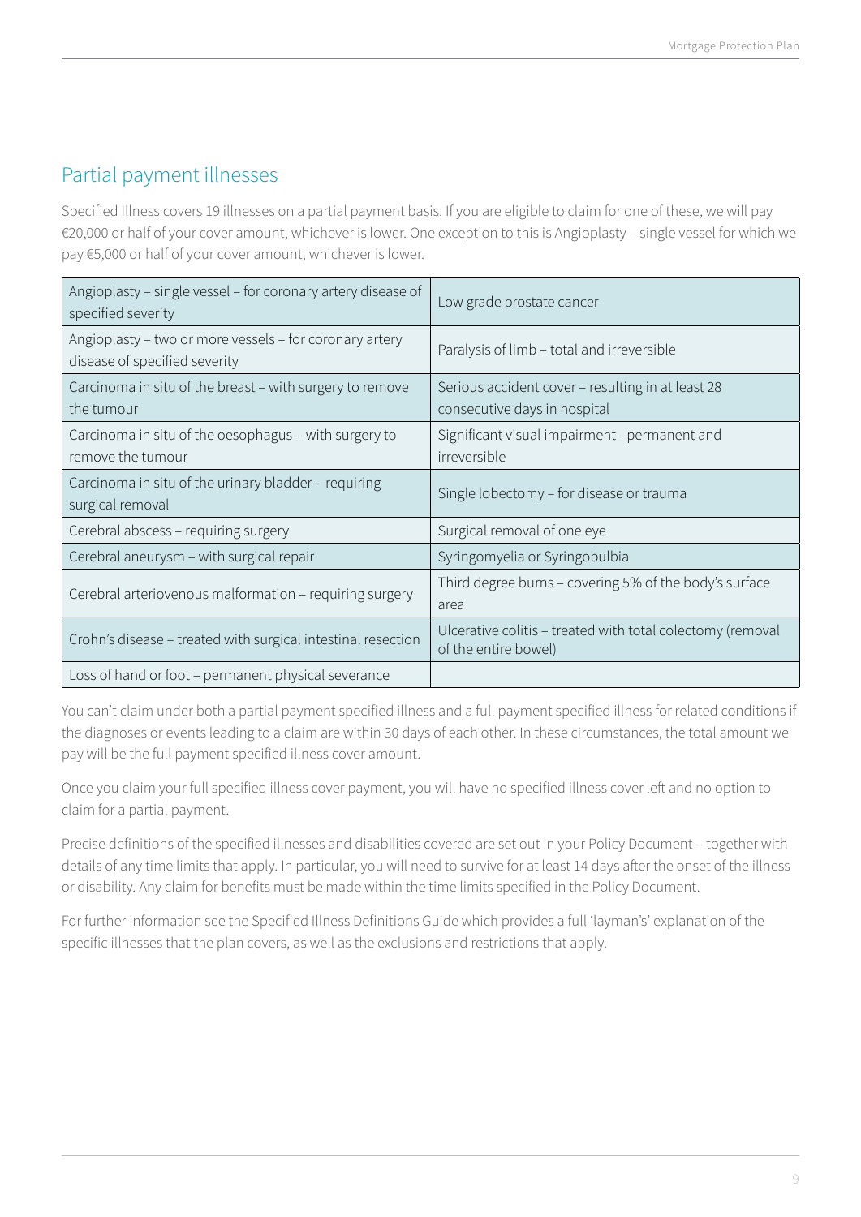## Partial payment illnesses

Specified Illness covers 19 illnesses on a partial payment basis. If you are eligible to claim for one of these, we will pay €20,000 or half of your cover amount, whichever is lower. One exception to this is Angioplasty – single vessel for which we pay €5,000 or half of your cover amount, whichever is lower.

| | |
|---|---|
| Angioplasty – single vessel – for coronary artery disease of specified severity | Low grade prostate cancer |
| Angioplasty – two or more vessels – for coronary artery disease of specified severity | Paralysis of limb – total and irreversible |
| Carcinoma in situ of the breast – with surgery to remove the tumour | Serious accident cover – resulting in at least 28 consecutive days in hospital |
| Carcinoma in situ of the oesophagus – with surgery to remove the tumour | Significant visual impairment - permanent and irreversible |
| Carcinoma in situ of the urinary bladder – requiring surgical removal | Single lobectomy – for disease or trauma |
| Cerebral abscess – requiring surgery | Surgical removal of one eye |
| Cerebral aneurysm – with surgical repair | Syringomyelia or Syringobulbia |
| Cerebral arteriovenous malformation – requiring surgery | Third degree burns – covering 5% of the body's surface area |
| Crohn's disease – treated with surgical intestinal resection | Ulcerative colitis – treated with total colectomy (removal of the entire bowel) |
| Loss of hand or foot – permanent physical severance | |

You can't claim under both a partial payment specified illness and a full payment specified illness for related conditions if the diagnoses or events leading to a claim are within 30 days of each other. In these circumstances, the total amount we pay will be the full payment specified illness cover amount.

Once you claim your full specified illness cover payment, you will have no specified illness cover left and no option to claim for a partial payment.

Precise definitions of the specified illnesses and disabilities covered are set out in your Policy Document – together with details of any time limits that apply. In particular, you will need to survive for at least 14 days after the onset of the illness or disability. Any claim for benefits must be made within the time limits specified in the Policy Document.

For further information see the Specified Illness Definitions Guide which provides a full 'layman's' explanation of the specific illnesses that the plan covers, as well as the exclusions and restrictions that apply.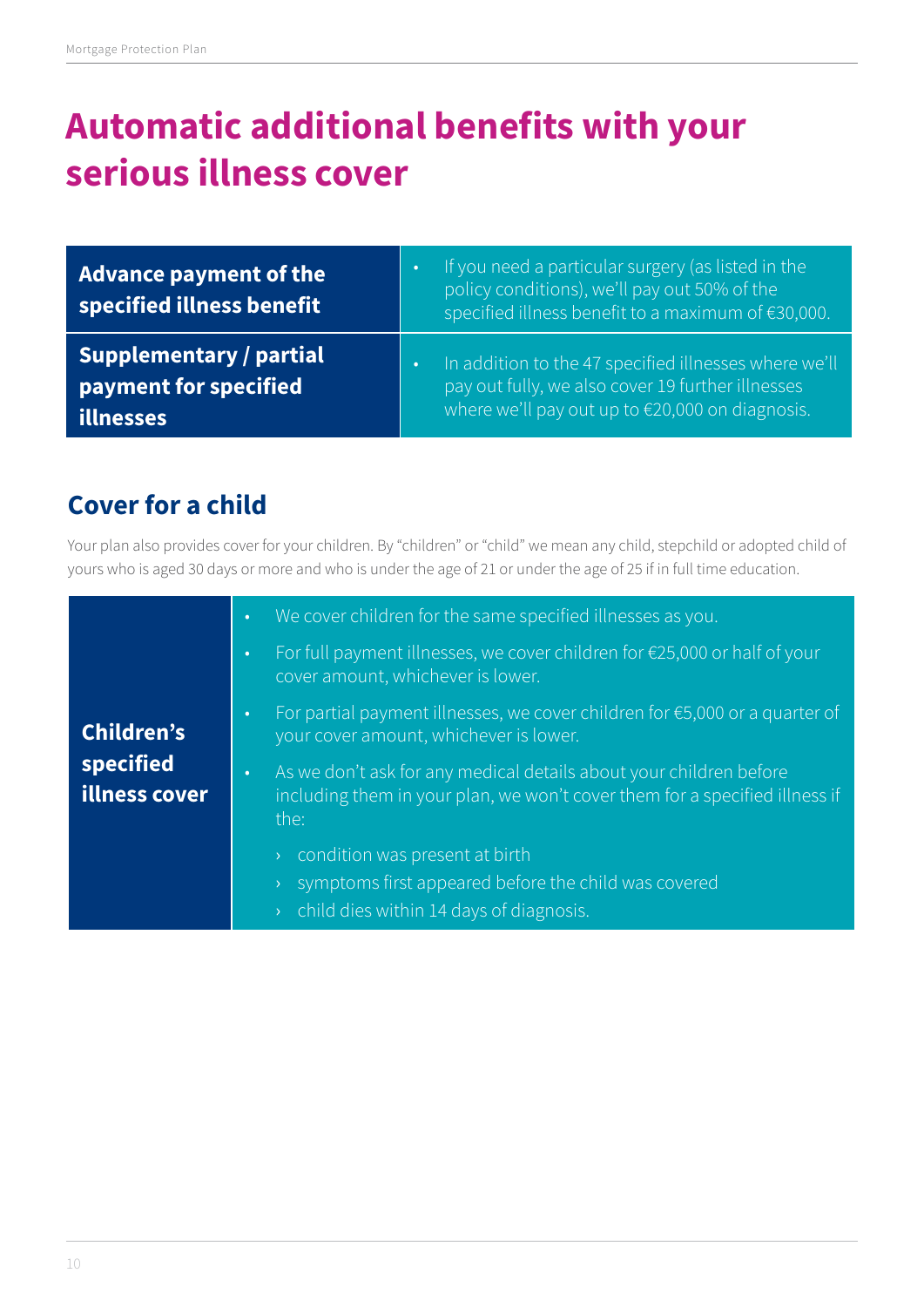# Automatic additional benefits with your serious illness cover

| **Advance payment of the specified illness benefit** | • If you need a particular surgery (as listed in the policy conditions), we'll pay out 50% of the specified illness benefit to a maximum of €30,000. |
|---|---|
| **Supplementary / partial payment for specified illnesses** | • In addition to the 47 specified illnesses where we'll pay out fully, we also cover 19 further illnesses where we'll pay out up to €20,000 on diagnosis. |

## Cover for a child

Your plan also provides cover for your children. By "children" or "child" we mean any child, stepchild or adopted child of yours who is aged 30 days or more and who is under the age of 21 or under the age of 25 if in full time education.

**Children's specified illness cover**

- We cover children for the same specified illnesses as you.
- For full payment illnesses, we cover children for €25,000 or half of your cover amount, whichever is lower.
- For partial payment illnesses, we cover children for €5,000 or a quarter of your cover amount, whichever is lower.
- As we don't ask for any medical details about your children before including them in your plan, we won't cover them for a specified illness if the:
  - condition was present at birth
  - symptoms first appeared before the child was covered
  - child dies within 14 days of diagnosis.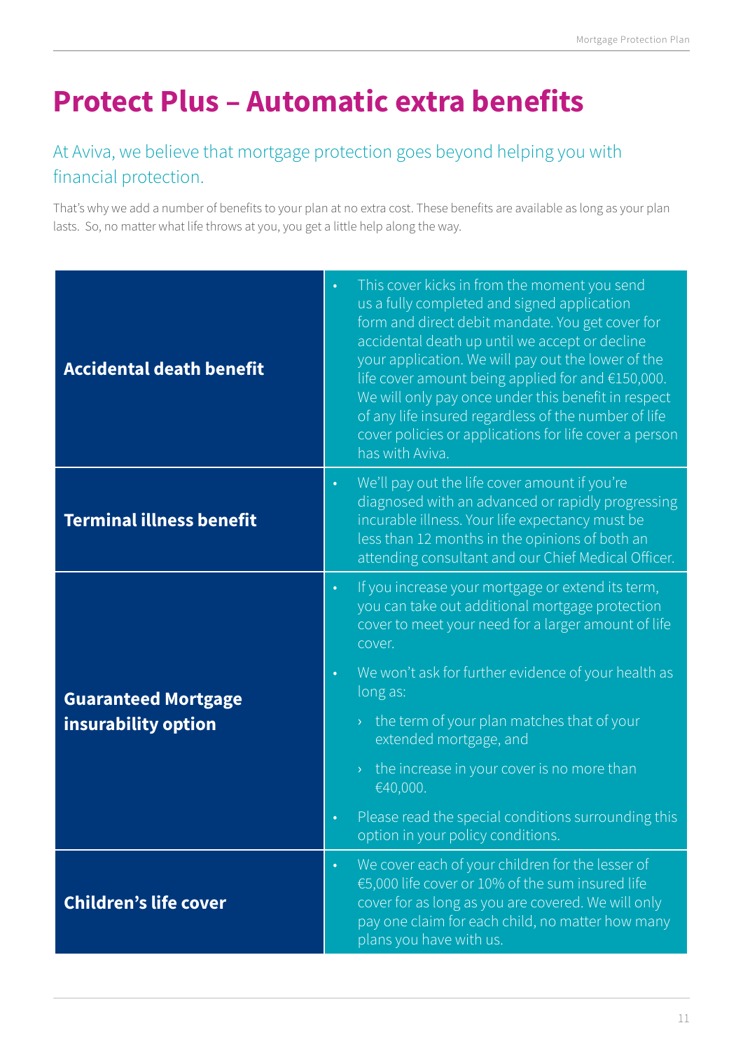# Protect Plus – Automatic extra benefits

## At Aviva, we believe that mortgage protection goes beyond helping you with financial protection.

That's why we add a number of benefits to your plan at no extra cost. These benefits are available as long as your plan lasts. So, no matter what life throws at you, you get a little help along the way.

| | |
|---|---|
| **Accidental death benefit** | • This cover kicks in from the moment you send us a fully completed and signed application form and direct debit mandate. You get cover for accidental death up until we accept or decline your application. We will pay out the lower of the life cover amount being applied for and €150,000. We will only pay once under this benefit in respect of any life insured regardless of the number of life cover policies or applications for life cover a person has with Aviva. |
| **Terminal illness benefit** | • We'll pay out the life cover amount if you're diagnosed with an advanced or rapidly progressing incurable illness. Your life expectancy must be less than 12 months in the opinions of both an attending consultant and our Chief Medical Officer. |
| **Guaranteed Mortgage insurability option** | • If you increase your mortgage or extend its term, you can take out additional mortgage protection cover to meet your need for a larger amount of life cover.<br>• We won't ask for further evidence of your health as long as:<br>› the term of your plan matches that of your extended mortgage, and<br>› the increase in your cover is no more than €40,000.<br>• Please read the special conditions surrounding this option in your policy conditions. |
| **Children's life cover** | • We cover each of your children for the lesser of €5,000 life cover or 10% of the sum insured life cover for as long as you are covered. We will only pay one claim for each child, no matter how many plans you have with us. |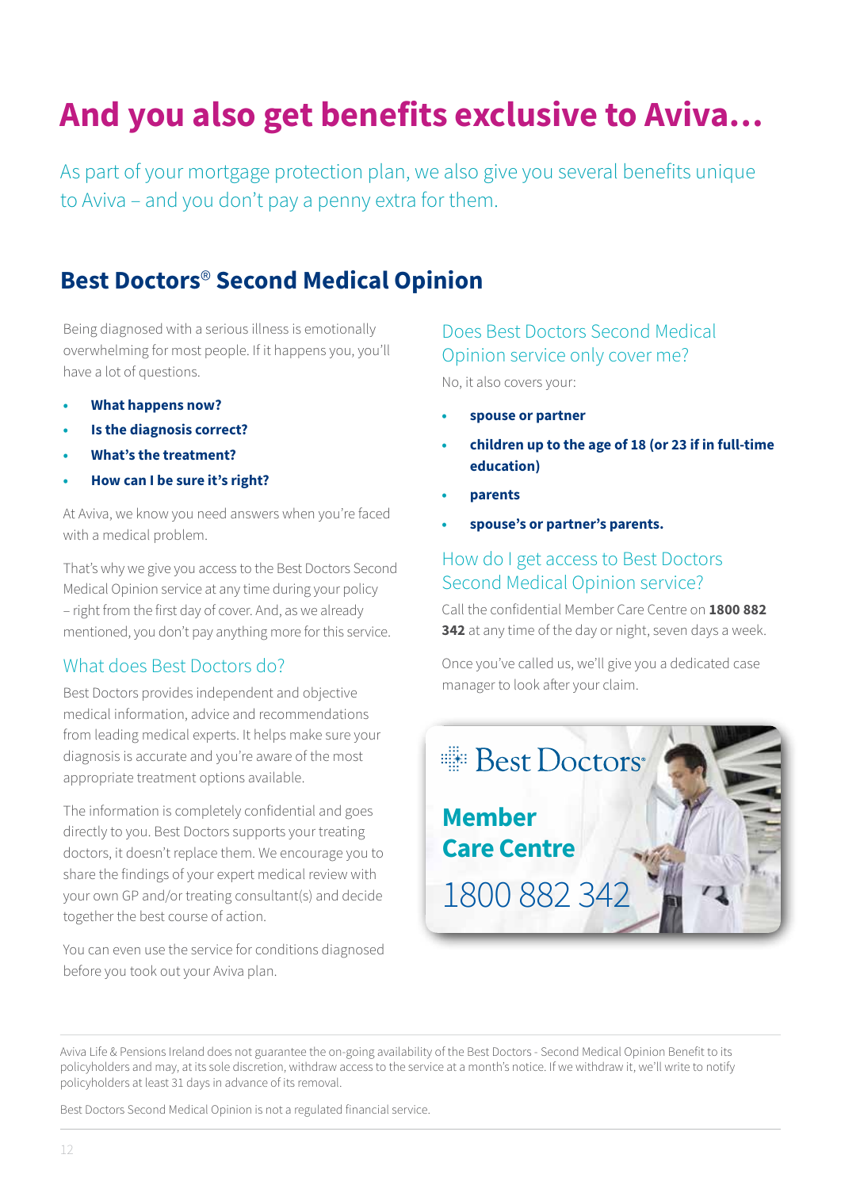# And you also get benefits exclusive to Aviva…

As part of your mortgage protection plan, we also give you several benefits unique to Aviva – and you don't pay a penny extra for them.

## Best Doctors® Second Medical Opinion

Being diagnosed with a serious illness is emotionally overwhelming for most people. If it happens you, you'll have a lot of questions.

- **What happens now?**
- **Is the diagnosis correct?**
- **What's the treatment?**
- **How can I be sure it's right?**

At Aviva, we know you need answers when you're faced with a medical problem.

That's why we give you access to the Best Doctors Second Medical Opinion service at any time during your policy – right from the first day of cover. And, as we already mentioned, you don't pay anything more for this service.

### What does Best Doctors do?

Best Doctors provides independent and objective medical information, advice and recommendations from leading medical experts. It helps make sure your diagnosis is accurate and you're aware of the most appropriate treatment options available.

The information is completely confidential and goes directly to you. Best Doctors supports your treating doctors, it doesn't replace them. We encourage you to share the findings of your expert medical review with your own GP and/or treating consultant(s) and decide together the best course of action.

You can even use the service for conditions diagnosed before you took out your Aviva plan.

### Does Best Doctors Second Medical Opinion service only cover me?

No, it also covers your:

- **spouse or partner**
- **children up to the age of 18 (or 23 if in full-time education)**
- **parents**
- **spouse's or partner's parents.**

### How do I get access to Best Doctors Second Medical Opinion service?

Call the confidential Member Care Centre on **1800 882 342** at any time of the day or night, seven days a week.

Once you've called us, we'll give you a dedicated case manager to look after your claim.

Best Doctors®

**Member Care Centre**

1800 882 342

Aviva Life & Pensions Ireland does not guarantee the on-going availability of the Best Doctors - Second Medical Opinion Benefit to its policyholders and may, at its sole discretion, withdraw access to the service at a month's notice. If we withdraw it, we'll write to notify policyholders at least 31 days in advance of its removal.

Best Doctors Second Medical Opinion is not a regulated financial service.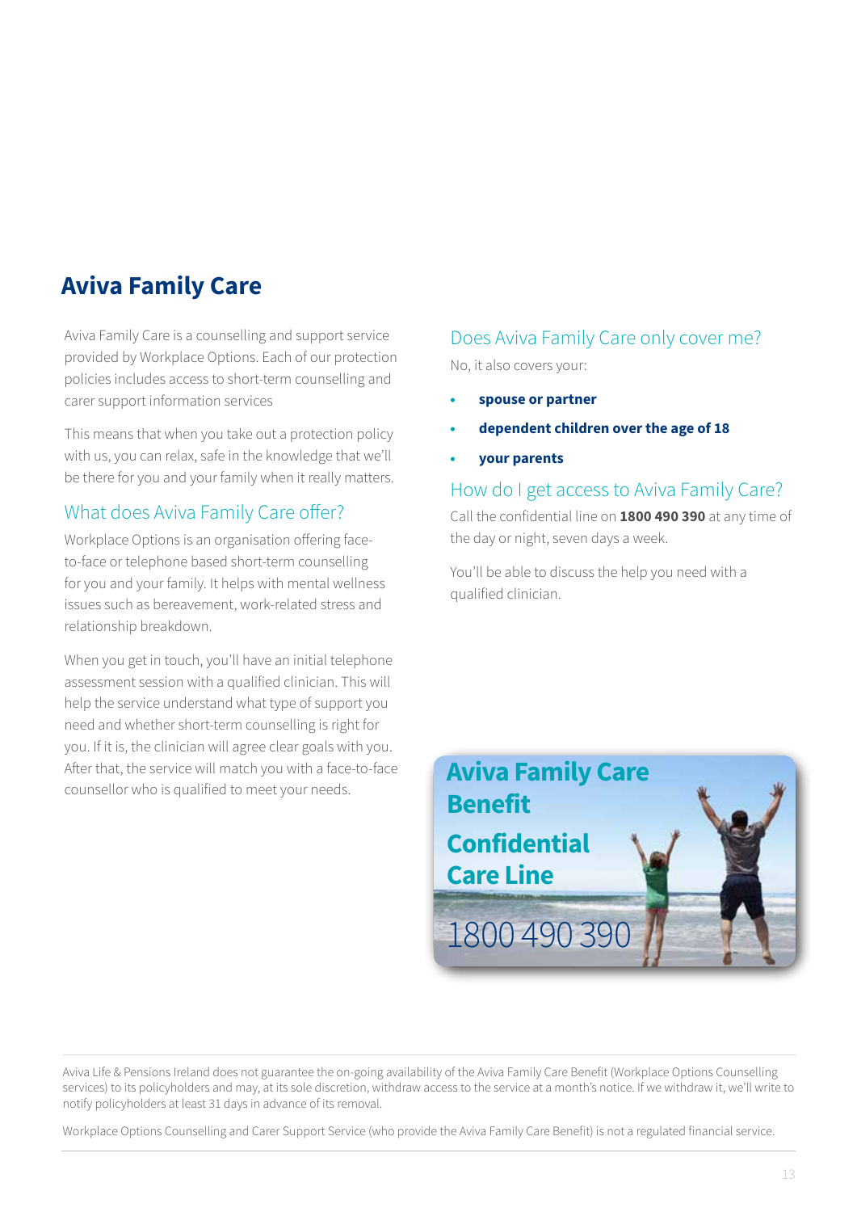# Aviva Family Care

Aviva Family Care is a counselling and support service provided by Workplace Options. Each of our protection policies includes access to short-term counselling and carer support information services

This means that when you take out a protection policy with us, you can relax, safe in the knowledge that we'll be there for you and your family when it really matters.

## What does Aviva Family Care offer?

Workplace Options is an organisation offering face-to-face or telephone based short-term counselling for you and your family. It helps with mental wellness issues such as bereavement, work-related stress and relationship breakdown.

When you get in touch, you'll have an initial telephone assessment session with a qualified clinician. This will help the service understand what type of support you need and whether short-term counselling is right for you. If it is, the clinician will agree clear goals with you. After that, the service will match you with a face-to-face counsellor who is qualified to meet your needs.

## Does Aviva Family Care only cover me?

No, it also covers your:

- **spouse or partner**
- **dependent children over the age of 18**
- **your parents**

## How do I get access to Aviva Family Care?

Call the confidential line on **1800 490 390** at any time of the day or night, seven days a week.

You'll be able to discuss the help you need with a qualified clinician.

**Aviva Family Care Benefit**

**Confidential Care Line**

1800 490 390

Aviva Life & Pensions Ireland does not guarantee the on-going availability of the Aviva Family Care Benefit (Workplace Options Counselling services) to its policyholders and may, at its sole discretion, withdraw access to the service at a month's notice. If we withdraw it, we'll write to notify policyholders at least 31 days in advance of its removal.

Workplace Options Counselling and Carer Support Service (who provide the Aviva Family Care Benefit) is not a regulated financial service.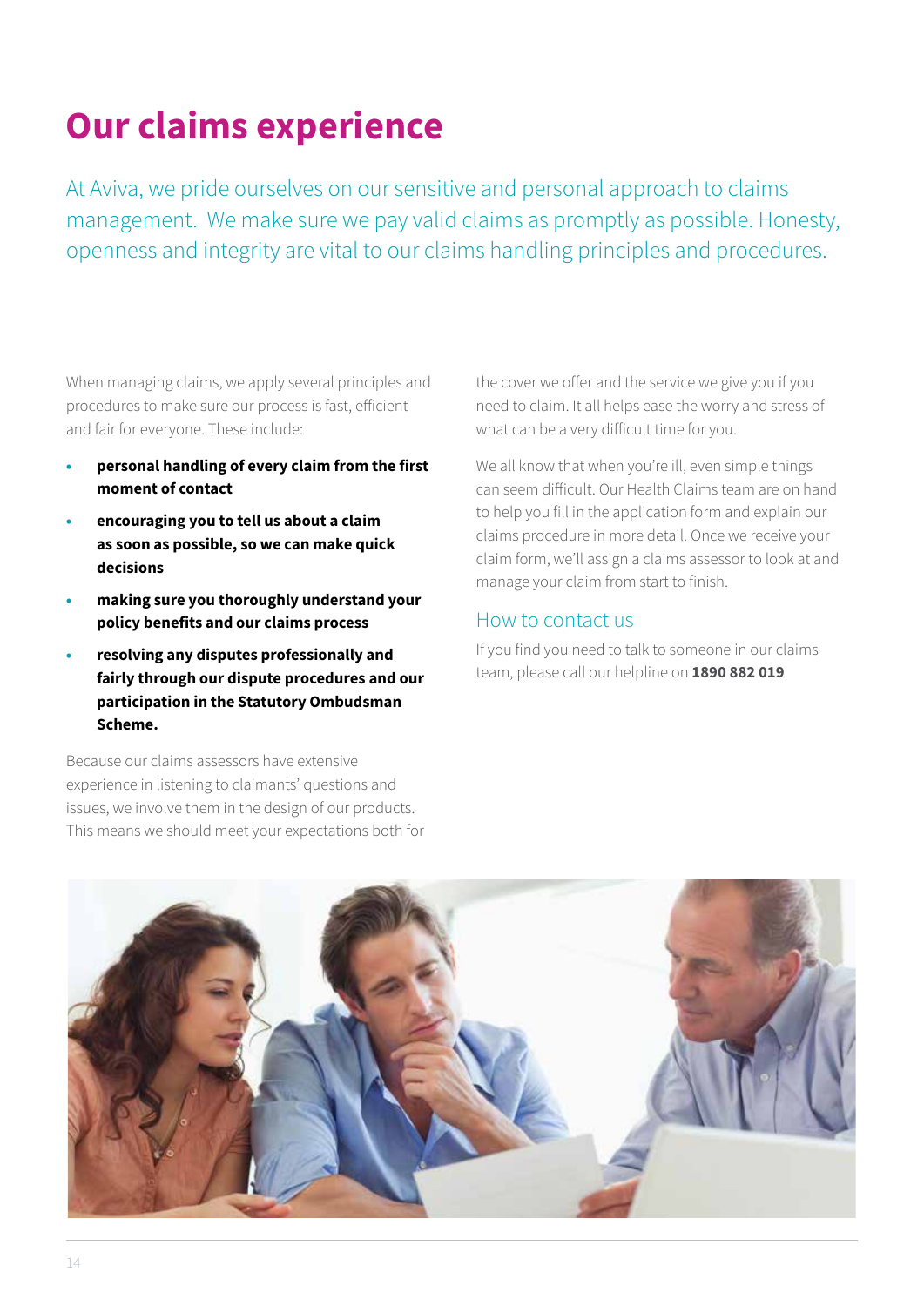# Our claims experience

At Aviva, we pride ourselves on our sensitive and personal approach to claims management. We make sure we pay valid claims as promptly as possible. Honesty, openness and integrity are vital to our claims handling principles and procedures.

When managing claims, we apply several principles and procedures to make sure our process is fast, efficient and fair for everyone. These include:

- **personal handling of every claim from the first moment of contact**
- **encouraging you to tell us about a claim as soon as possible, so we can make quick decisions**
- **making sure you thoroughly understand your policy benefits and our claims process**
- **resolving any disputes professionally and fairly through our dispute procedures and our participation in the Statutory Ombudsman Scheme.**

Because our claims assessors have extensive experience in listening to claimants' questions and issues, we involve them in the design of our products. This means we should meet your expectations both for the cover we offer and the service we give you if you need to claim. It all helps ease the worry and stress of what can be a very difficult time for you.

We all know that when you're ill, even simple things can seem difficult. Our Health Claims team are on hand to help you fill in the application form and explain our claims procedure in more detail. Once we receive your claim form, we'll assign a claims assessor to look at and manage your claim from start to finish.

## How to contact us

If you find you need to talk to someone in our claims team, please call our helpline on **1890 882 019**.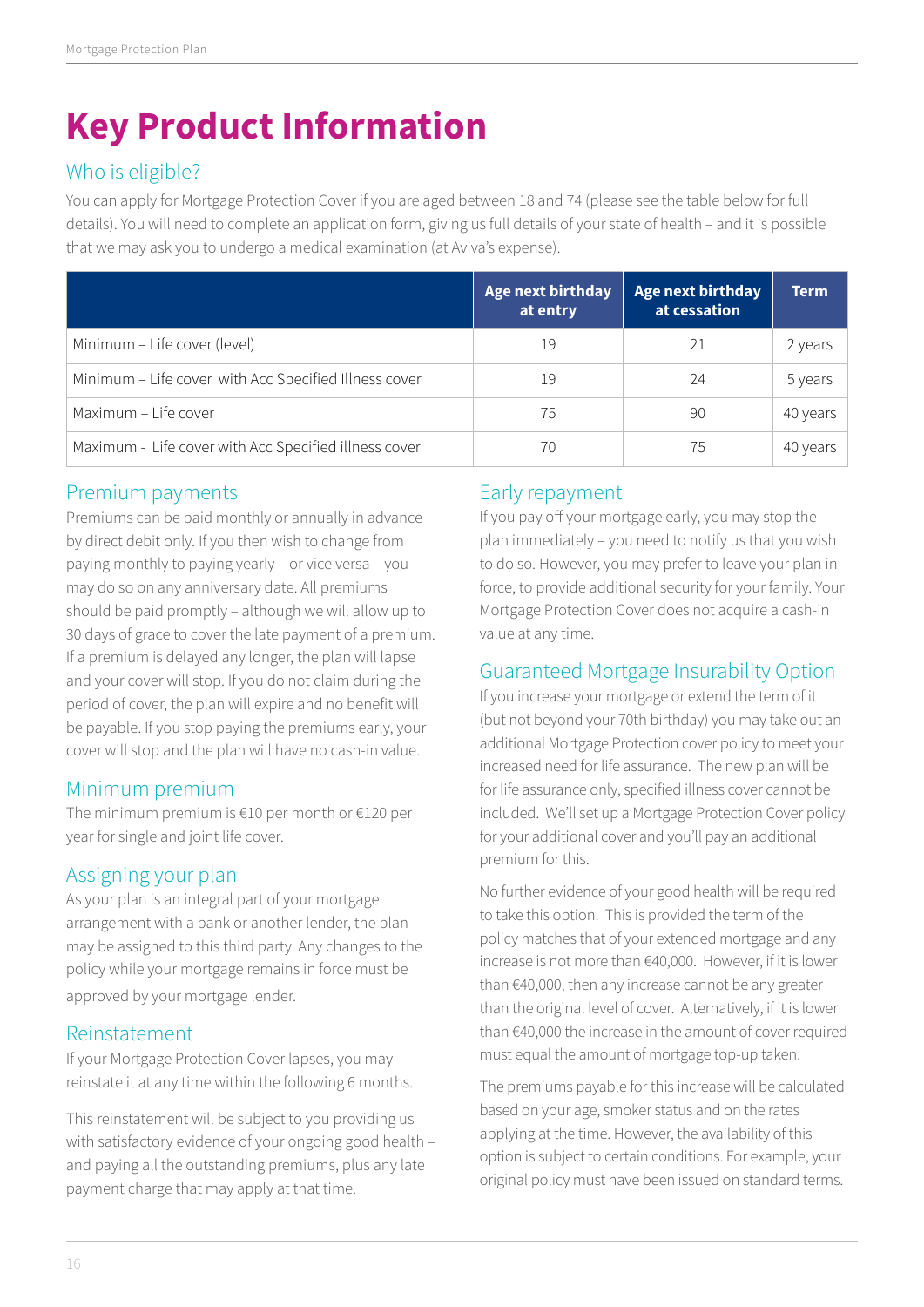# Key Product Information

## Who is eligible?

You can apply for Mortgage Protection Cover if you are aged between 18 and 74 (please see the table below for full details). You will need to complete an application form, giving us full details of your state of health – and it is possible that we may ask you to undergo a medical examination (at Aviva's expense).

| | Age next birthday at entry | Age next birthday at cessation | Term |
|---|---|---|---|
| Minimum – Life cover (level) | 19 | 21 | 2 years |
| Minimum – Life cover with Acc Specified Illness cover | 19 | 24 | 5 years |
| Maximum – Life cover | 75 | 90 | 40 years |
| Maximum - Life cover with Acc Specified illness cover | 70 | 75 | 40 years |

## Premium payments

Premiums can be paid monthly or annually in advance by direct debit only. If you then wish to change from paying monthly to paying yearly – or vice versa – you may do so on any anniversary date. All premiums should be paid promptly – although we will allow up to 30 days of grace to cover the late payment of a premium. If a premium is delayed any longer, the plan will lapse and your cover will stop. If you do not claim during the period of cover, the plan will expire and no benefit will be payable. If you stop paying the premiums early, your cover will stop and the plan will have no cash-in value.

## Minimum premium

The minimum premium is €10 per month or €120 per year for single and joint life cover.

## Assigning your plan

As your plan is an integral part of your mortgage arrangement with a bank or another lender, the plan may be assigned to this third party. Any changes to the policy while your mortgage remains in force must be approved by your mortgage lender.

## Reinstatement

If your Mortgage Protection Cover lapses, you may reinstate it at any time within the following 6 months.

This reinstatement will be subject to you providing us with satisfactory evidence of your ongoing good health – and paying all the outstanding premiums, plus any late payment charge that may apply at that time.

## Early repayment

If you pay off your mortgage early, you may stop the plan immediately – you need to notify us that you wish to do so. However, you may prefer to leave your plan in force, to provide additional security for your family. Your Mortgage Protection Cover does not acquire a cash-in value at any time.

## Guaranteed Mortgage Insurability Option

If you increase your mortgage or extend the term of it (but not beyond your 70th birthday) you may take out an additional Mortgage Protection cover policy to meet your increased need for life assurance. The new plan will be for life assurance only, specified illness cover cannot be included. We'll set up a Mortgage Protection Cover policy for your additional cover and you'll pay an additional premium for this.

No further evidence of your good health will be required to take this option. This is provided the term of the policy matches that of your extended mortgage and any increase is not more than €40,000. However, if it is lower than €40,000, then any increase cannot be any greater than the original level of cover. Alternatively, if it is lower than €40,000 the increase in the amount of cover required must equal the amount of mortgage top-up taken.

The premiums payable for this increase will be calculated based on your age, smoker status and on the rates applying at the time. However, the availability of this option is subject to certain conditions. For example, your original policy must have been issued on standard terms.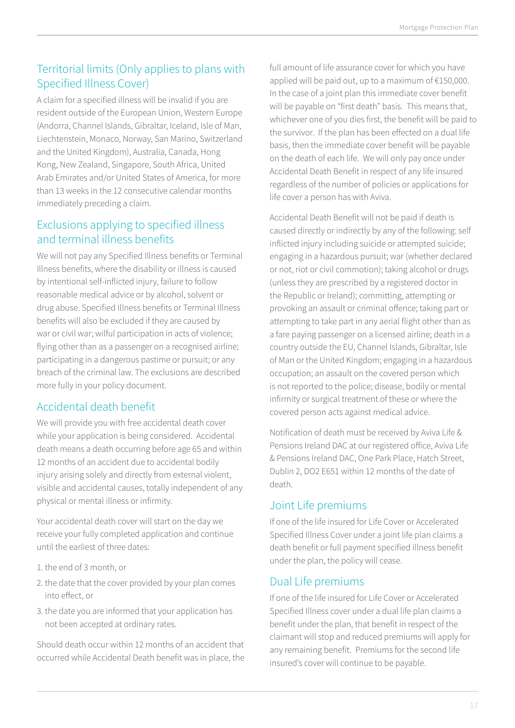## Territorial limits (Only applies to plans with Specified Illness Cover)

A claim for a specified illness will be invalid if you are resident outside of the European Union, Western Europe (Andorra, Channel Islands, Gibraltar, Iceland, Isle of Man, Liechtenstein, Monaco, Norway, San Marino, Switzerland and the United Kingdom), Australia, Canada, Hong Kong, New Zealand, Singapore, South Africa, United Arab Emirates and/or United States of America, for more than 13 weeks in the 12 consecutive calendar months immediately preceding a claim.

## Exclusions applying to specified illness and terminal illness benefits

We will not pay any Specified Illness benefits or Terminal Illness benefits, where the disability or illness is caused by intentional self-inflicted injury, failure to follow reasonable medical advice or by alcohol, solvent or drug abuse. Specified Illness benefits or Terminal Illness benefits will also be excluded if they are caused by war or civil war; wilful participation in acts of violence; flying other than as a passenger on a recognised airline; participating in a dangerous pastime or pursuit; or any breach of the criminal law. The exclusions are described more fully in your policy document.

## Accidental death benefit

We will provide you with free accidental death cover while your application is being considered. Accidental death means a death occurring before age 65 and within 12 months of an accident due to accidental bodily injury arising solely and directly from external violent, visible and accidental causes, totally independent of any physical or mental illness or infirmity.

Your accidental death cover will start on the day we receive your fully completed application and continue until the earliest of three dates:

1. the end of 3 month, or
2. the date that the cover provided by your plan comes into effect, or
3. the date you are informed that your application has not been accepted at ordinary rates.

Should death occur within 12 months of an accident that occurred while Accidental Death benefit was in place, the full amount of life assurance cover for which you have applied will be paid out, up to a maximum of €150,000. In the case of a joint plan this immediate cover benefit will be payable on "first death" basis. This means that, whichever one of you dies first, the benefit will be paid to the survivor. If the plan has been effected on a dual life basis, then the immediate cover benefit will be payable on the death of each life. We will only pay once under Accidental Death Benefit in respect of any life insured regardless of the number of policies or applications for life cover a person has with Aviva.

Accidental Death Benefit will not be paid if death is caused directly or indirectly by any of the following: self inflicted injury including suicide or attempted suicide; engaging in a hazardous pursuit; war (whether declared or not, riot or civil commotion); taking alcohol or drugs (unless they are prescribed by a registered doctor in the Republic or Ireland); committing, attempting or provoking an assault or criminal offence; taking part or attempting to take part in any aerial flight other than as a fare paying passenger on a licensed airline; death in a country outside the EU, Channel Islands, Gibraltar, Isle of Man or the United Kingdom; engaging in a hazardous occupation; an assault on the covered person which is not reported to the police; disease, bodily or mental infirmity or surgical treatment of these or where the covered person acts against medical advice.

Notification of death must be received by Aviva Life & Pensions Ireland DAC at our registered office, Aviva Life & Pensions Ireland DAC, One Park Place, Hatch Street, Dublin 2, DO2 E651 within 12 months of the date of death.

## Joint Life premiums

If one of the life insured for Life Cover or Accelerated Specified Illness Cover under a joint life plan claims a death benefit or full payment specified illness benefit under the plan, the policy will cease.

## Dual Life premiums

If one of the life insured for Life Cover or Accelerated Specified Illness cover under a dual life plan claims a benefit under the plan, that benefit in respect of the claimant will stop and reduced premiums will apply for any remaining benefit. Premiums for the second life insured's cover will continue to be payable.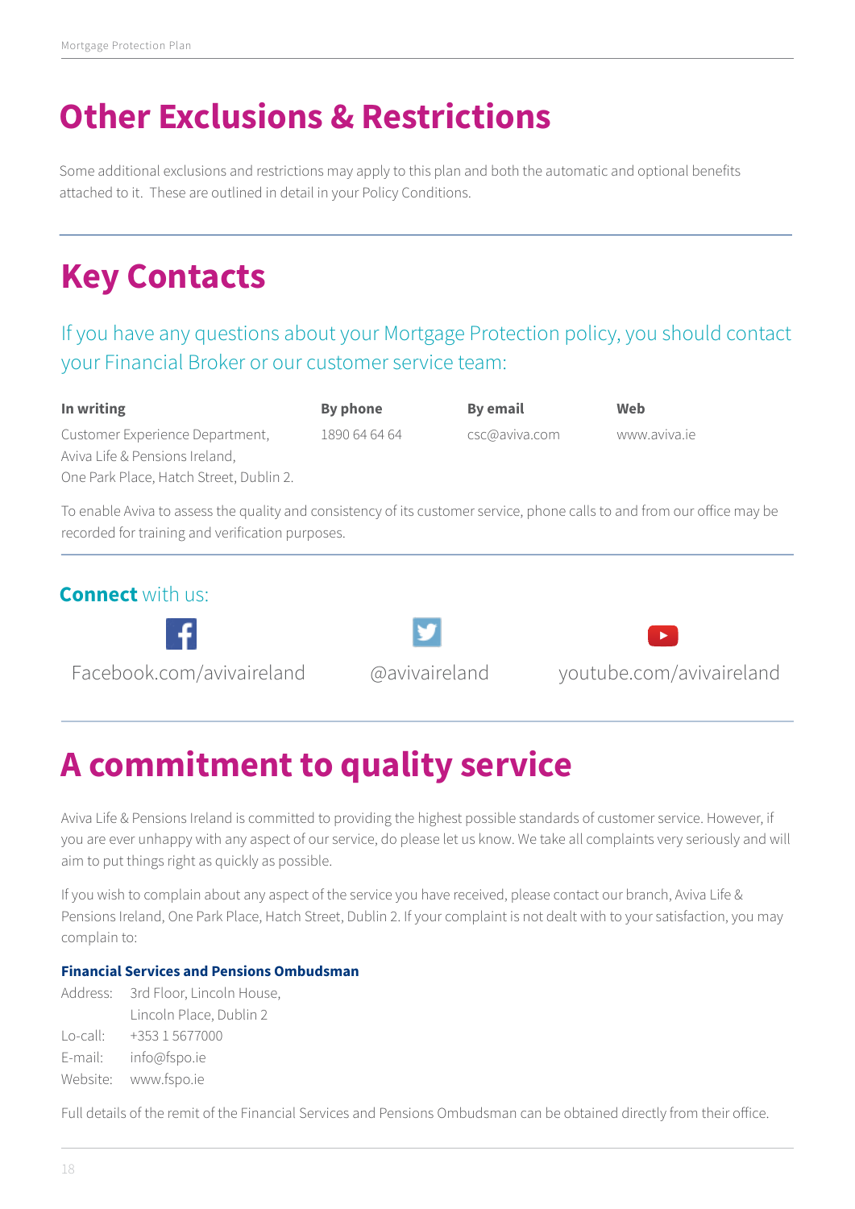# Other Exclusions & Restrictions

Some additional exclusions and restrictions may apply to this plan and both the automatic and optional benefits attached to it. These are outlined in detail in your Policy Conditions.

# Key Contacts

If you have any questions about your Mortgage Protection policy, you should contact your Financial Broker or our customer service team:

| In writing | By phone | By email | Web |
|---|---|---|---|
| Customer Experience Department, Aviva Life & Pensions Ireland, One Park Place, Hatch Street, Dublin 2. | 1890 64 64 64 | csc@aviva.com | www.aviva.ie |

To enable Aviva to assess the quality and consistency of its customer service, phone calls to and from our office may be recorded for training and verification purposes.

**Connect** with us:

Facebook.com/avivaireland

@avivaireland

youtube.com/avivaireland

# A commitment to quality service

Aviva Life & Pensions Ireland is committed to providing the highest possible standards of customer service. However, if you are ever unhappy with any aspect of our service, do please let us know. We take all complaints very seriously and will aim to put things right as quickly as possible.

If you wish to complain about any aspect of the service you have received, please contact our branch, Aviva Life & Pensions Ireland, One Park Place, Hatch Street, Dublin 2. If your complaint is not dealt with to your satisfaction, you may complain to:

**Financial Services and Pensions Ombudsman**

Address: 3rd Floor, Lincoln House, Lincoln Place, Dublin 2
Lo-call: +353 1 5677000
E-mail: info@fspo.ie
Website: www.fspo.ie

Full details of the remit of the Financial Services and Pensions Ombudsman can be obtained directly from their office.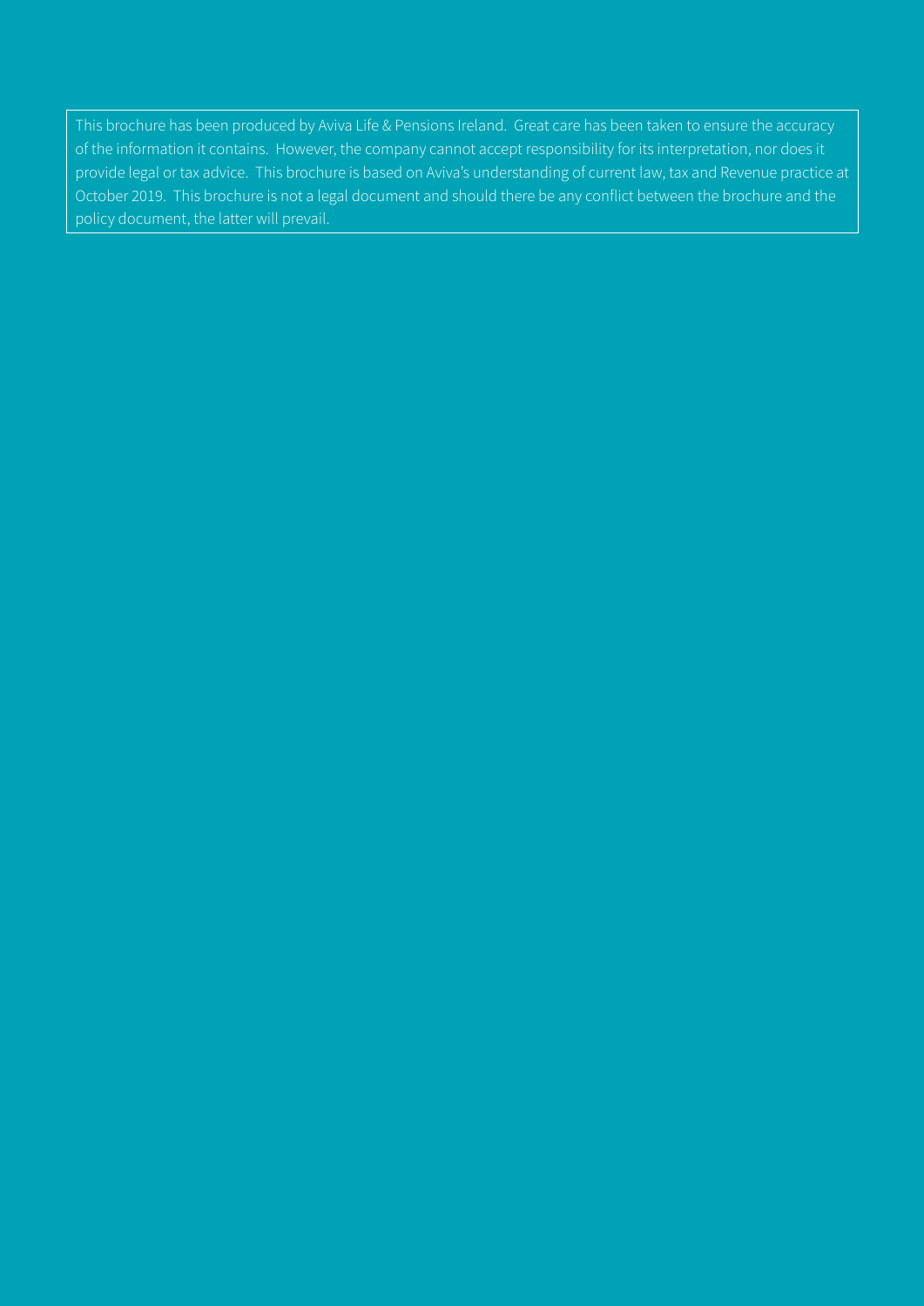This brochure has been produced by Aviva Life & Pensions Ireland. Great care has been taken to ensure the accuracy of the information it contains. However, the company cannot accept responsibility for its interpretation, nor does it provide legal or tax advice. This brochure is based on Aviva's understanding of current law, tax and Revenue practice at October 2019. This brochure is not a legal document and should there be any conflict between the brochure and the policy document, the latter will prevail.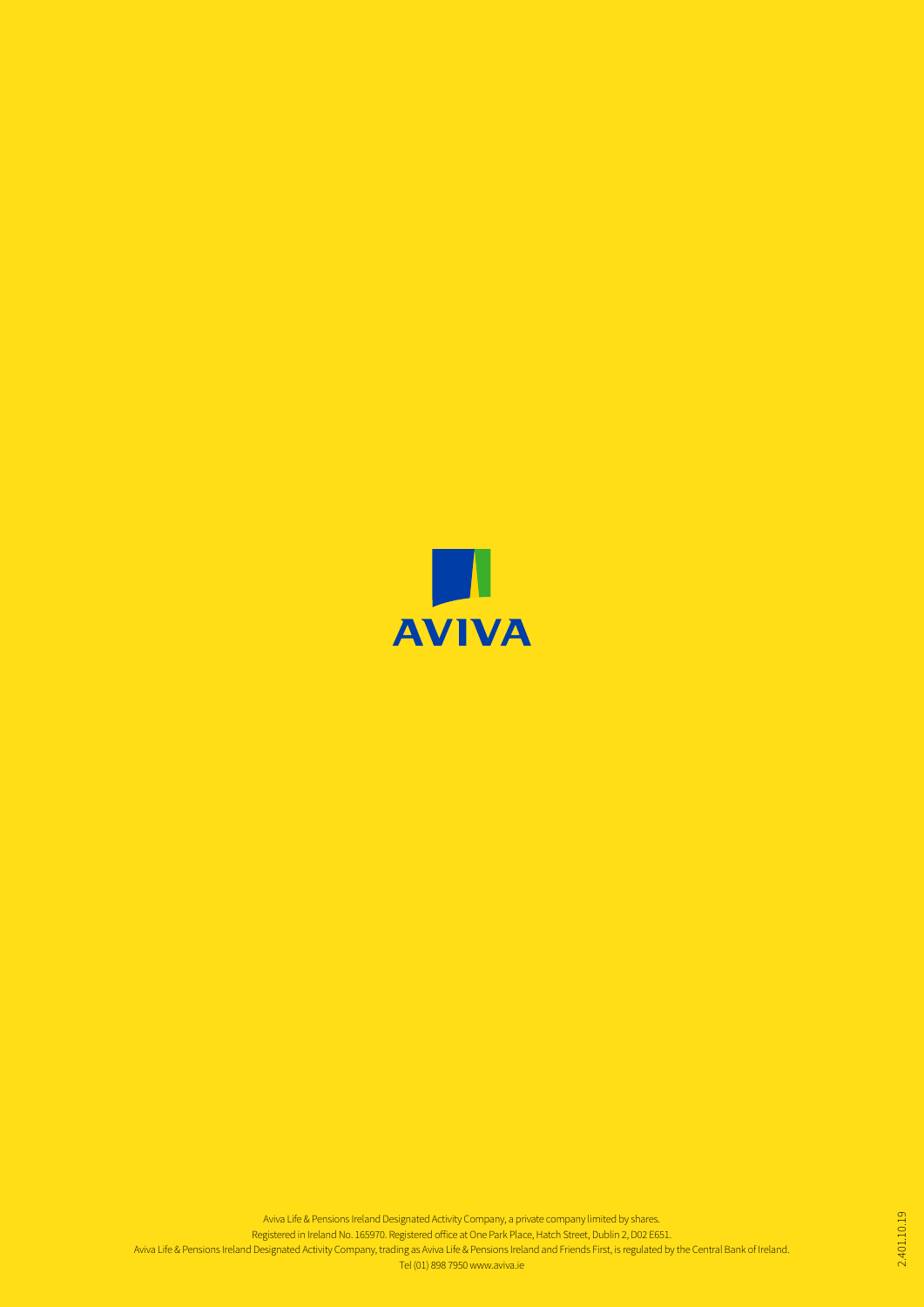AVIVA

Aviva Life & Pensions Ireland Designated Activity Company, a private company limited by shares.
Registered in Ireland No. 165970. Registered office at One Park Place, Hatch Street, Dublin 2, D02 E651.
Aviva Life & Pensions Ireland Designated Activity Company, trading as Aviva Life & Pensions Ireland and Friends First, is regulated by the Central Bank of Ireland.
Tel (01) 898 7950 www.aviva.ie

2.401.10.19